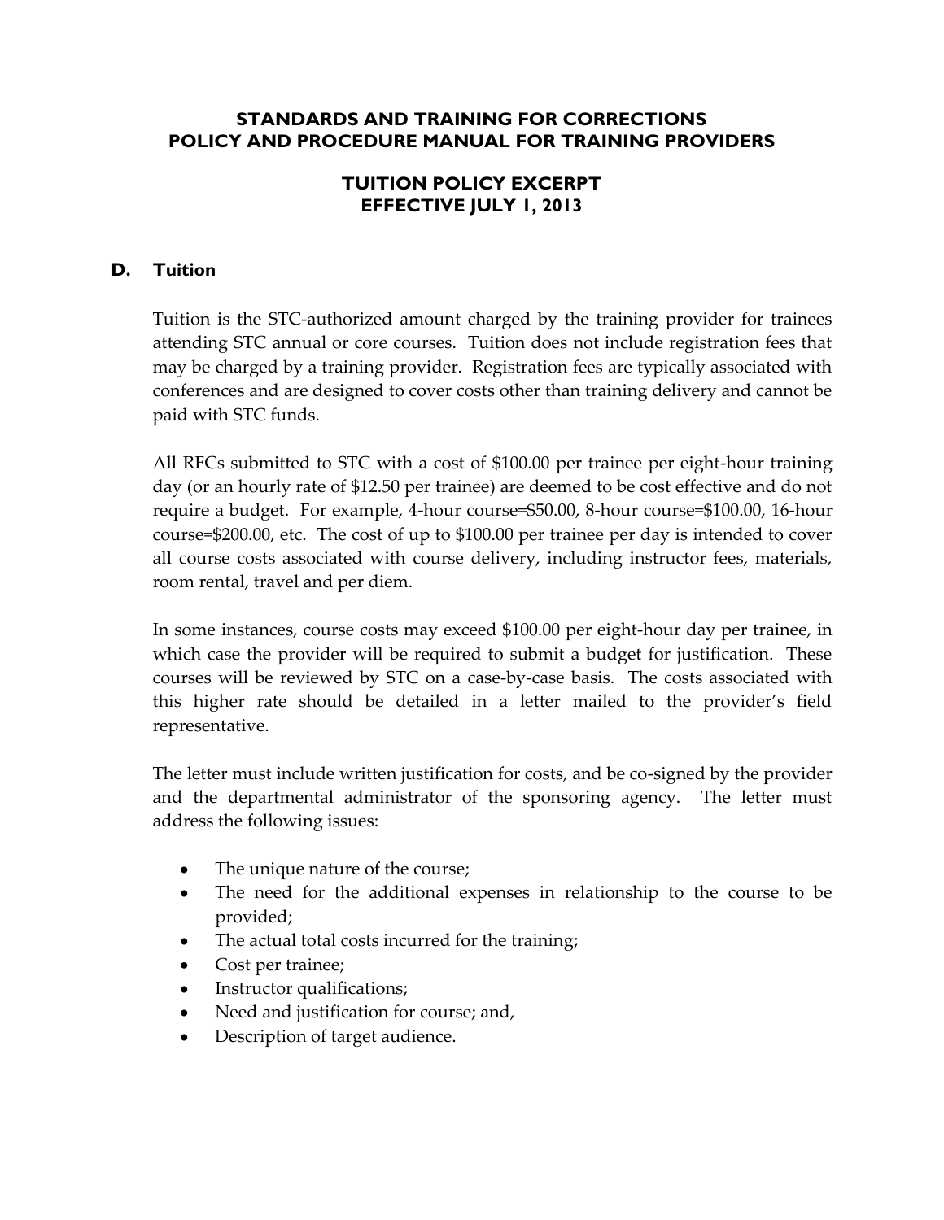# STANDARDS AND TRAINING FOR CORRECTIONS
# POLICY AND PROCEDURE MANUAL FOR TRAINING PROVIDERS

## TUITION POLICY EXCERPT
## EFFECTIVE JULY 1, 2013

### D. Tuition

Tuition is the STC-authorized amount charged by the training provider for trainees attending STC annual or core courses. Tuition does not include registration fees that may be charged by a training provider. Registration fees are typically associated with conferences and are designed to cover costs other than training delivery and cannot be paid with STC funds.

All RFCs submitted to STC with a cost of $100.00 per trainee per eight-hour training day (or an hourly rate of $12.50 per trainee) are deemed to be cost effective and do not require a budget. For example, 4-hour course=$50.00, 8-hour course=$100.00, 16-hour course=$200.00, etc. The cost of up to $100.00 per trainee per day is intended to cover all course costs associated with course delivery, including instructor fees, materials, room rental, travel and per diem.

In some instances, course costs may exceed $100.00 per eight-hour day per trainee, in which case the provider will be required to submit a budget for justification. These courses will be reviewed by STC on a case-by-case basis. The costs associated with this higher rate should be detailed in a letter mailed to the provider's field representative.

The letter must include written justification for costs, and be co-signed by the provider and the departmental administrator of the sponsoring agency. The letter must address the following issues:

- The unique nature of the course;
- The need for the additional expenses in relationship to the course to be provided;
- The actual total costs incurred for the training;
- Cost per trainee;
- Instructor qualifications;
- Need and justification for course; and,
- Description of target audience.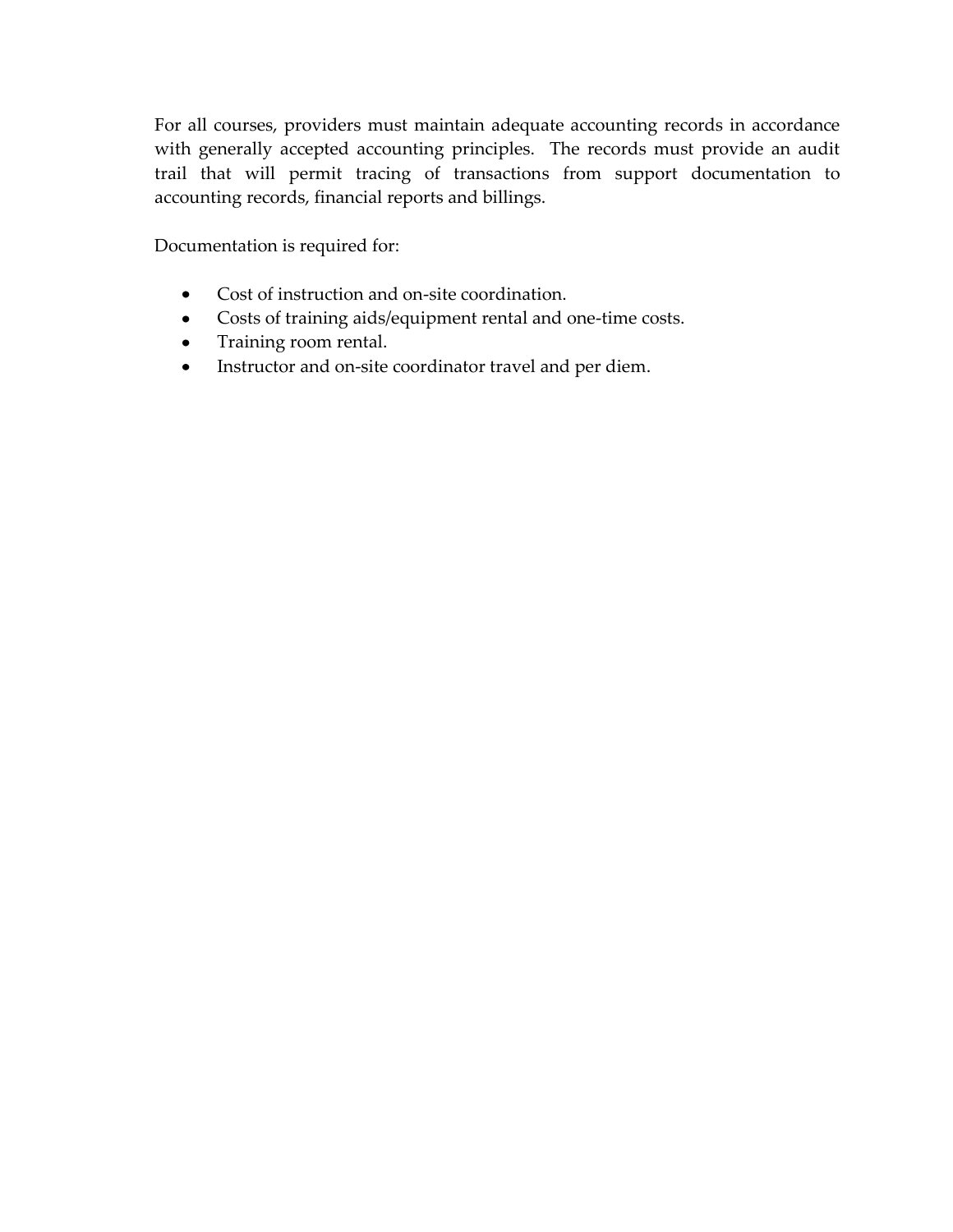For all courses, providers must maintain adequate accounting records in accordance with generally accepted accounting principles. The records must provide an audit trail that will permit tracing of transactions from support documentation to accounting records, financial reports and billings.

Documentation is required for:

- Cost of instruction and on-site coordination.
- Costs of training aids/equipment rental and one-time costs.
- Training room rental.
- Instructor and on-site coordinator travel and per diem.